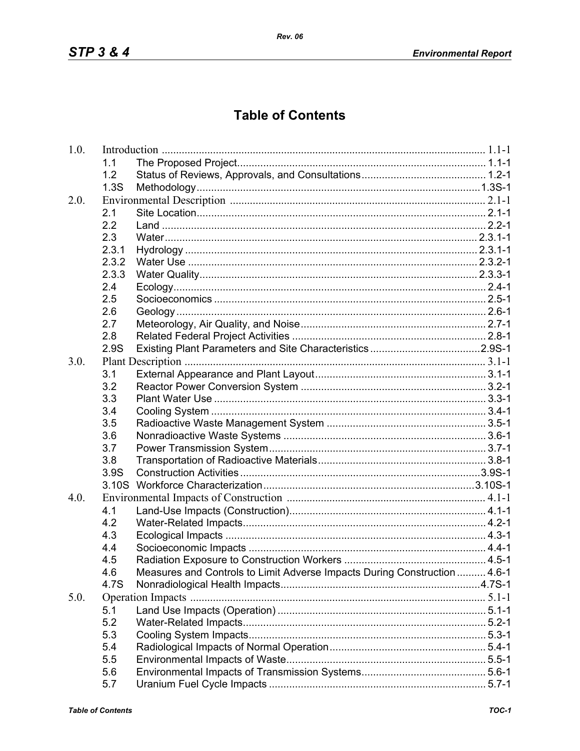# Table of Contents

| | | | |
|---|---|---|---|
| 1.0. | Introduction | | 1.1-1 |
| | 1.1 | The Proposed Project | 1.1-1 |
| | 1.2 | Status of Reviews, Approvals, and Consultations | 1.2-1 |
| | 1.3S | Methodology | 1.3S-1 |
| 2.0. | Environmental Description | | 2.1-1 |
| | 2.1 | Site Location | 2.1-1 |
| | 2.2 | Land | 2.2-1 |
| | 2.3 | Water | 2.3.1-1 |
| | 2.3.1 | Hydrology | 2.3.1-1 |
| | 2.3.2 | Water Use | 2.3.2-1 |
| | 2.3.3 | Water Quality | 2.3.3-1 |
| | 2.4 | Ecology | 2.4-1 |
| | 2.5 | Socioeconomics | 2.5-1 |
| | 2.6 | Geology | 2.6-1 |
| | 2.7 | Meteorology, Air Quality, and Noise | 2.7-1 |
| | 2.8 | Related Federal Project Activities | 2.8-1 |
| | 2.9S | Existing Plant Parameters and Site Characteristics | 2.9S-1 |
| 3.0. | Plant Description | | 3.1-1 |
| | 3.1 | External Appearance and Plant Layout | 3.1-1 |
| | 3.2 | Reactor Power Conversion System | 3.2-1 |
| | 3.3 | Plant Water Use | 3.3-1 |
| | 3.4 | Cooling System | 3.4-1 |
| | 3.5 | Radioactive Waste Management System | 3.5-1 |
| | 3.6 | Nonradioactive Waste Systems | 3.6-1 |
| | 3.7 | Power Transmission System | 3.7-1 |
| | 3.8 | Transportation of Radioactive Materials | 3.8-1 |
| | 3.9S | Construction Activities | 3.9S-1 |
| | 3.10S | Workforce Characterization | 3.10S-1 |
| 4.0. | Environmental Impacts of Construction | | 4.1-1 |
| | 4.1 | Land-Use Impacts (Construction) | 4.1-1 |
| | 4.2 | Water-Related Impacts | 4.2-1 |
| | 4.3 | Ecological Impacts | 4.3-1 |
| | 4.4 | Socioeconomic Impacts | 4.4-1 |
| | 4.5 | Radiation Exposure to Construction Workers | 4.5-1 |
| | 4.6 | Measures and Controls to Limit Adverse Impacts During Construction | 4.6-1 |
| | 4.7S | Nonradiological Health Impacts | 4.7S-1 |
| 5.0. | Operation Impacts | | 5.1-1 |
| | 5.1 | Land Use Impacts (Operation) | 5.1-1 |
| | 5.2 | Water-Related Impacts | 5.2-1 |
| | 5.3 | Cooling System Impacts | 5.3-1 |
| | 5.4 | Radiological Impacts of Normal Operation | 5.4-1 |
| | 5.5 | Environmental Impacts of Waste | 5.5-1 |
| | 5.6 | Environmental Impacts of Transmission Systems | 5.6-1 |
| | 5.7 | Uranium Fuel Cycle Impacts | 5.7-1 |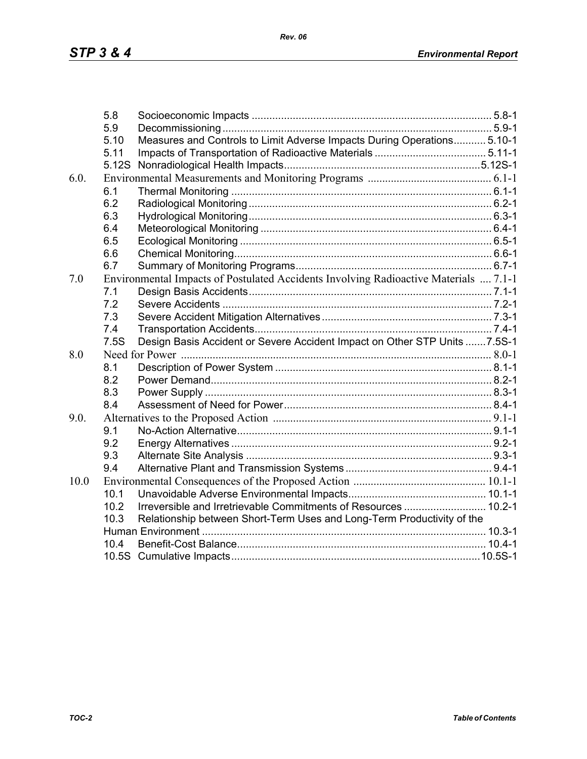| | | | |
|---|---|---|---|
| | 5.8 | Socioeconomic Impacts | 5.8-1 |
| | 5.9 | Decommissioning | 5.9-1 |
| | 5.10 | Measures and Controls to Limit Adverse Impacts During Operations | 5.10-1 |
| | 5.11 | Impacts of Transportation of Radioactive Materials | 5.11-1 |
| | 5.12S | Nonradiological Health Impacts | 5.12S-1 |
| 6.0. | Environmental Measurements and Monitoring Programs | | 6.1-1 |
| | 6.1 | Thermal Monitoring | 6.1-1 |
| | 6.2 | Radiological Monitoring | 6.2-1 |
| | 6.3 | Hydrological Monitoring | 6.3-1 |
| | 6.4 | Meteorological Monitoring | 6.4-1 |
| | 6.5 | Ecological Monitoring | 6.5-1 |
| | 6.6 | Chemical Monitoring | 6.6-1 |
| | 6.7 | Summary of Monitoring Programs | 6.7-1 |
| 7.0 | Environmental Impacts of Postulated Accidents Involving Radioactive Materials | | 7.1-1 |
| | 7.1 | Design Basis Accidents | 7.1-1 |
| | 7.2 | Severe Accidents | 7.2-1 |
| | 7.3 | Severe Accident Mitigation Alternatives | 7.3-1 |
| | 7.4 | Transportation Accidents | 7.4-1 |
| | 7.5S | Design Basis Accident or Severe Accident Impact on Other STP Units | 7.5S-1 |
| 8.0 | Need for Power | | 8.0-1 |
| | 8.1 | Description of Power System | 8.1-1 |
| | 8.2 | Power Demand | 8.2-1 |
| | 8.3 | Power Supply | 8.3-1 |
| | 8.4 | Assessment of Need for Power | 8.4-1 |
| 9.0. | Alternatives to the Proposed Action | | 9.1-1 |
| | 9.1 | No-Action Alternative | 9.1-1 |
| | 9.2 | Energy Alternatives | 9.2-1 |
| | 9.3 | Alternate Site Analysis | 9.3-1 |
| | 9.4 | Alternative Plant and Transmission Systems | 9.4-1 |
| 10.0 | Environmental Consequences of the Proposed Action | | 10.1-1 |
| | 10.1 | Unavoidable Adverse Environmental Impacts | 10.1-1 |
| | 10.2 | Irreversible and Irretrievable Commitments of Resources | 10.2-1 |
| | 10.3 | Relationship between Short-Term Uses and Long-Term Productivity of the Human Environment | 10.3-1 |
| | 10.4 | Benefit-Cost Balance | 10.4-1 |
| | 10.5S | Cumulative Impacts | 10.5S-1 |